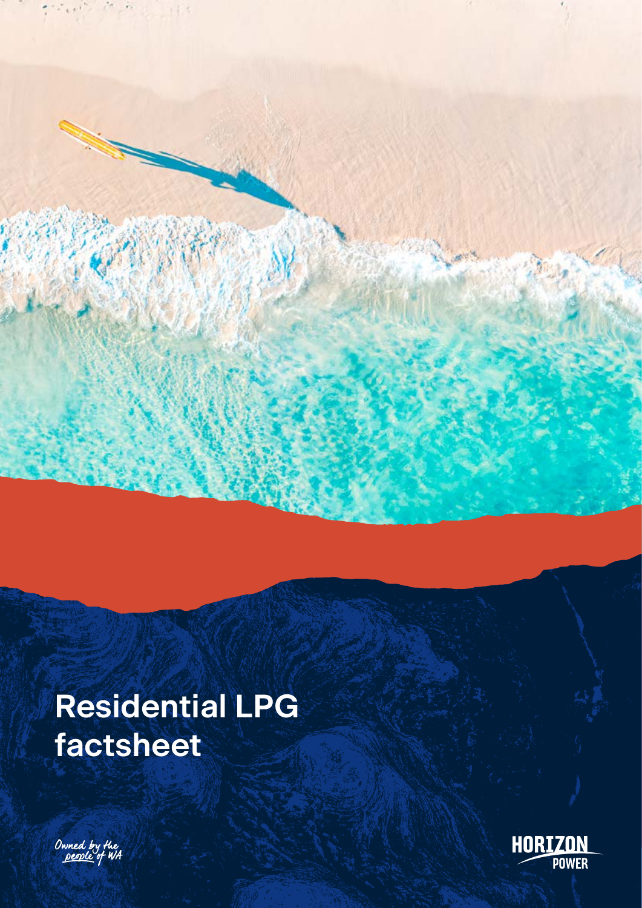# Residential LPG factsheet

Owned by the people of WA

HORIZON POWER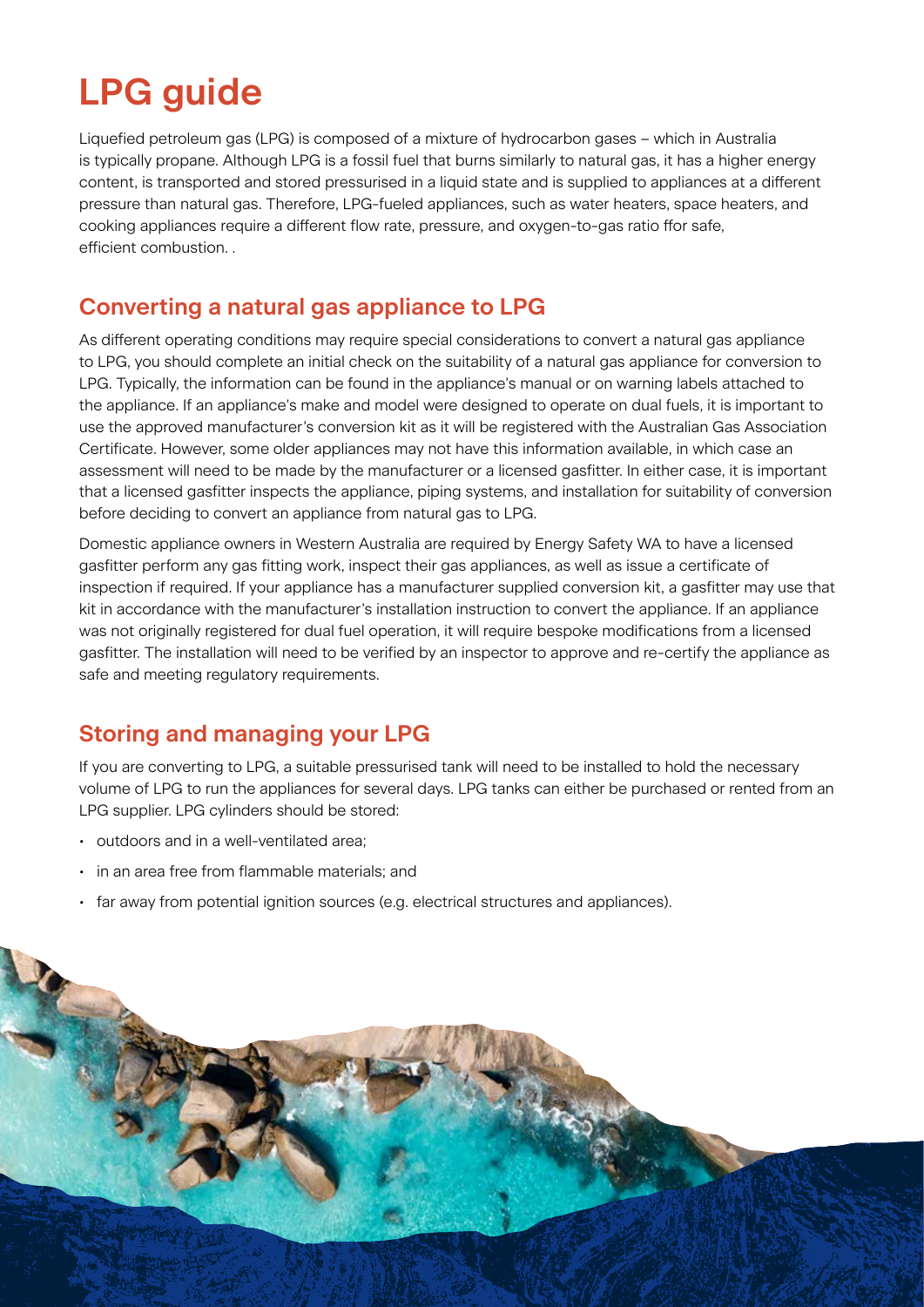# LPG guide

Liquefied petroleum gas (LPG) is composed of a mixture of hydrocarbon gases – which in Australia is typically propane. Although LPG is a fossil fuel that burns similarly to natural gas, it has a higher energy content, is transported and stored pressurised in a liquid state and is supplied to appliances at a different pressure than natural gas. Therefore, LPG-fueled appliances, such as water heaters, space heaters, and cooking appliances require a different flow rate, pressure, and oxygen-to-gas ratio ffor safe, efficient combustion. .

## Converting a natural gas appliance to LPG

As different operating conditions may require special considerations to convert a natural gas appliance to LPG, you should complete an initial check on the suitability of a natural gas appliance for conversion to LPG. Typically, the information can be found in the appliance's manual or on warning labels attached to the appliance. If an appliance's make and model were designed to operate on dual fuels, it is important to use the approved manufacturer's conversion kit as it will be registered with the Australian Gas Association Certificate. However, some older appliances may not have this information available, in which case an assessment will need to be made by the manufacturer or a licensed gasfitter. In either case, it is important that a licensed gasfitter inspects the appliance, piping systems, and installation for suitability of conversion before deciding to convert an appliance from natural gas to LPG.

Domestic appliance owners in Western Australia are required by Energy Safety WA to have a licensed gasfitter perform any gas fitting work, inspect their gas appliances, as well as issue a certificate of inspection if required. If your appliance has a manufacturer supplied conversion kit, a gasfitter may use that kit in accordance with the manufacturer's installation instruction to convert the appliance. If an appliance was not originally registered for dual fuel operation, it will require bespoke modifications from a licensed gasfitter. The installation will need to be verified by an inspector to approve and re-certify the appliance as safe and meeting regulatory requirements.

## Storing and managing your LPG

If you are converting to LPG, a suitable pressurised tank will need to be installed to hold the necessary volume of LPG to run the appliances for several days. LPG tanks can either be purchased or rented from an LPG supplier. LPG cylinders should be stored:

- outdoors and in a well-ventilated area;
- in an area free from flammable materials; and
- far away from potential ignition sources (e.g. electrical structures and appliances).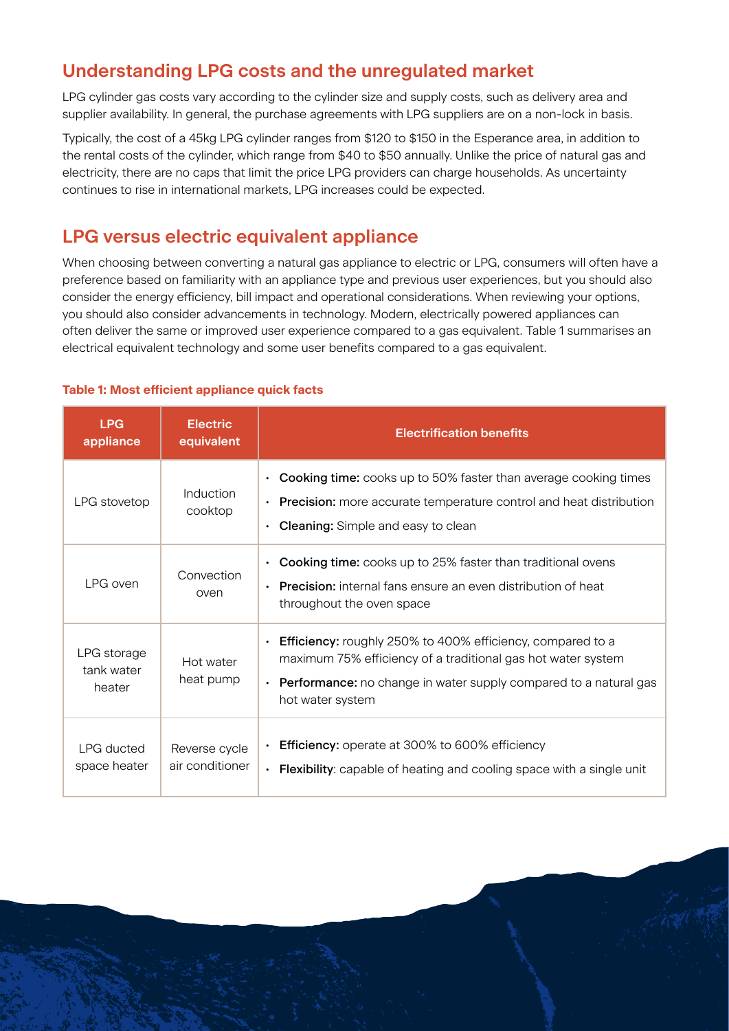## Understanding LPG costs and the unregulated market

LPG cylinder gas costs vary according to the cylinder size and supply costs, such as delivery area and supplier availability. In general, the purchase agreements with LPG suppliers are on a non-lock in basis.

Typically, the cost of a 45kg LPG cylinder ranges from $120 to $150 in the Esperance area, in addition to the rental costs of the cylinder, which range from $40 to $50 annually. Unlike the price of natural gas and electricity, there are no caps that limit the price LPG providers can charge households. As uncertainty continues to rise in international markets, LPG increases could be expected.

## LPG versus electric equivalent appliance

When choosing between converting a natural gas appliance to electric or LPG, consumers will often have a preference based on familiarity with an appliance type and previous user experiences, but you should also consider the energy efficiency, bill impact and operational considerations. When reviewing your options, you should also consider advancements in technology. Modern, electrically powered appliances can often deliver the same or improved user experience compared to a gas equivalent. Table 1 summarises an electrical equivalent technology and some user benefits compared to a gas equivalent.

**Table 1: Most efficient appliance quick facts**

| LPG appliance | Electric equivalent | Electrification benefits |
|---|---|---|
| LPG stovetop | Induction cooktop | • **Cooking time:** cooks up to 50% faster than average cooking times<br>• **Precision:** more accurate temperature control and heat distribution<br>• **Cleaning:** Simple and easy to clean |
| LPG oven | Convection oven | • **Cooking time:** cooks up to 25% faster than traditional ovens<br>• **Precision:** internal fans ensure an even distribution of heat throughout the oven space |
| LPG storage tank water heater | Hot water heat pump | • **Efficiency:** roughly 250% to 400% efficiency, compared to a maximum 75% efficiency of a traditional gas hot water system<br>• **Performance:** no change in water supply compared to a natural gas hot water system |
| LPG ducted space heater | Reverse cycle air conditioner | • **Efficiency:** operate at 300% to 600% efficiency<br>• **Flexibility**: capable of heating and cooling space with a single unit |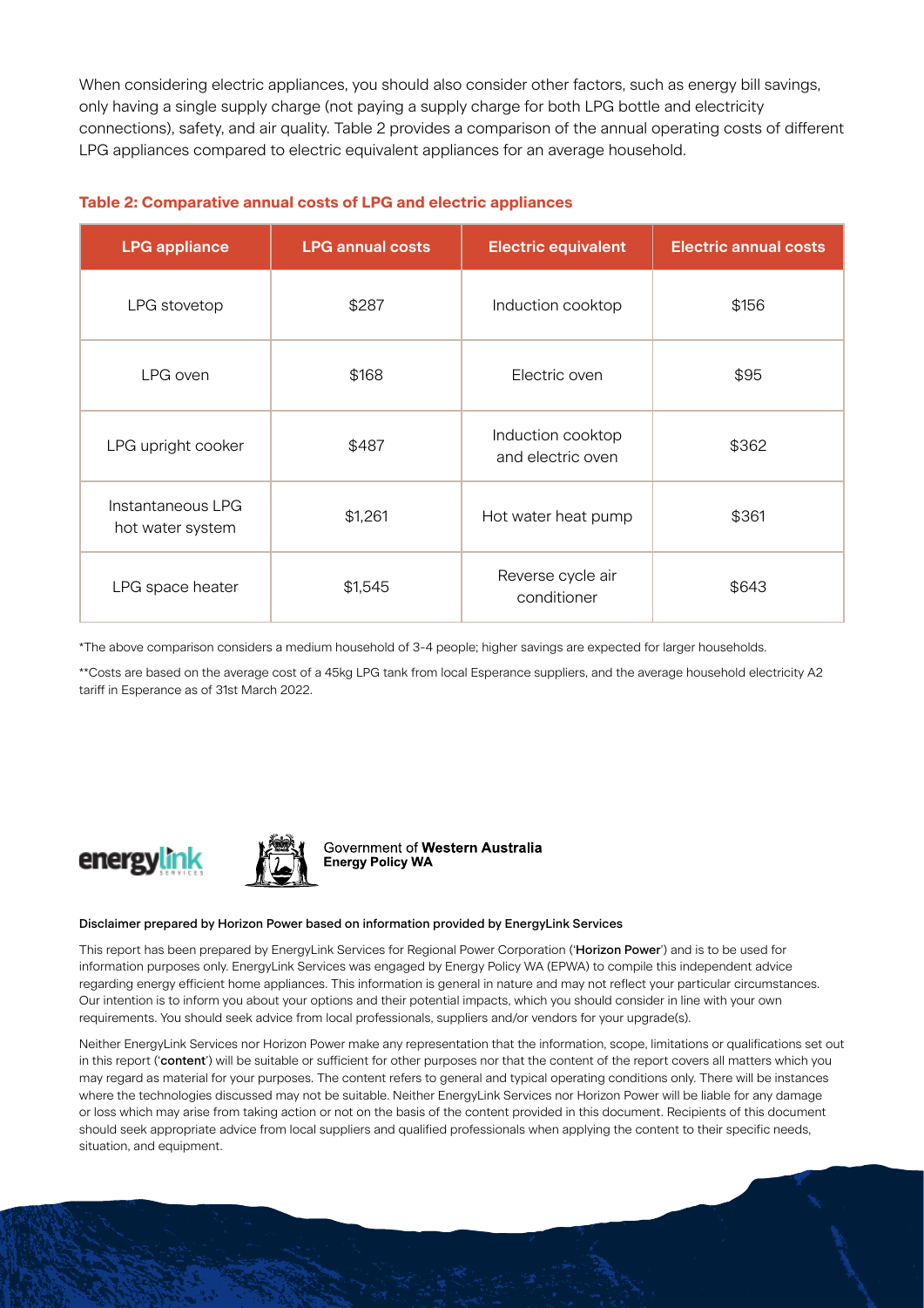When considering electric appliances, you should also consider other factors, such as energy bill savings, only having a single supply charge (not paying a supply charge for both LPG bottle and electricity connections), safety, and air quality. Table 2 provides a comparison of the annual operating costs of different LPG appliances compared to electric equivalent appliances for an average household.

**Table 2: Comparative annual costs of LPG and electric appliances**

| LPG appliance | LPG annual costs | Electric equivalent | Electric annual costs |
|---|---|---|---|
| LPG stovetop | $287 | Induction cooktop | $156 |
| LPG oven | $168 | Electric oven | $95 |
| LPG upright cooker | $487 | Induction cooktop and electric oven | $362 |
| Instantaneous LPG hot water system | $1,261 | Hot water heat pump | $361 |
| LPG space heater | $1,545 | Reverse cycle air conditioner | $643 |

*The above comparison considers a medium household of 3-4 people; higher savings are expected for larger households.

**Costs are based on the average cost of a 45kg LPG tank from local Esperance suppliers, and the average household electricity A2 tariff in Esperance as of 31st March 2022.

energylink SERVICES

Government of **Western Australia**
**Energy Policy WA**

**Disclaimer prepared by Horizon Power based on information provided by EnergyLink Services**

This report has been prepared by EnergyLink Services for Regional Power Corporation ('**Horizon Power**') and is to be used for information purposes only. EnergyLink Services was engaged by Energy Policy WA (EPWA) to compile this independent advice regarding energy efficient home appliances. This information is general in nature and may not reflect your particular circumstances. Our intention is to inform you about your options and their potential impacts, which you should consider in line with your own requirements. You should seek advice from local professionals, suppliers and/or vendors for your upgrade(s).

Neither EnergyLink Services nor Horizon Power make any representation that the information, scope, limitations or qualifications set out in this report ('**content**') will be suitable or sufficient for other purposes nor that the content of the report covers all matters which you may regard as material for your purposes. The content refers to general and typical operating conditions only. There will be instances where the technologies discussed may not be suitable. Neither EnergyLink Services nor Horizon Power will be liable for any damage or loss which may arise from taking action or not on the basis of the content provided in this document. Recipients of this document should seek appropriate advice from local suppliers and qualified professionals when applying the content to their specific needs, situation, and equipment.